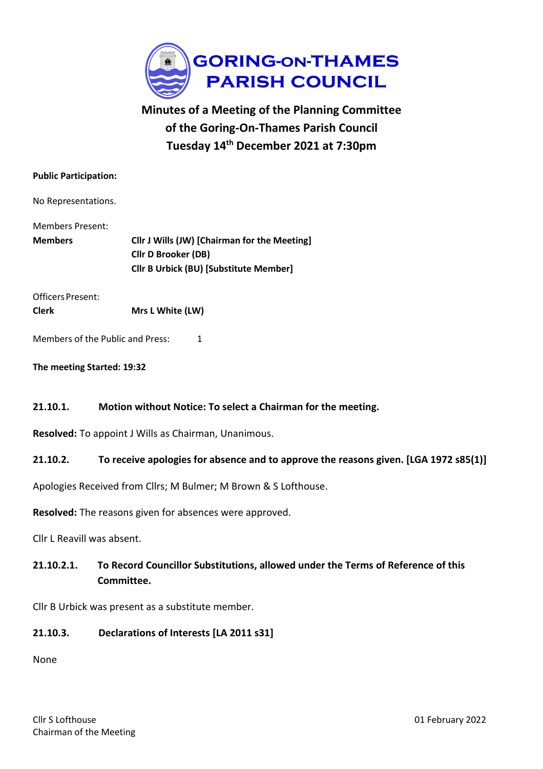# GORING-ON-THAMES PARISH COUNCIL

## Minutes of a Meeting of the Planning Committee of the Goring-On-Thames Parish Council Tuesday 14th December 2021 at 7:30pm

**Public Participation:**

No Representations.

Members Present:

| | |
|---|---|
| **Members** | **Cllr J Wills (JW) [Chairman for the Meeting]** |
| | **Cllr D Brooker (DB)** |
| | **Cllr B Urbick (BU) [Substitute Member]** |

Officers Present:

| | |
|---|---|
| **Clerk** | **Mrs L White (LW)** |

Members of the Public and Press: 1

**The meeting Started: 19:32**

### 21.10.1. Motion without Notice: To select a Chairman for the meeting.

**Resolved:** To appoint J Wills as Chairman, Unanimous.

### 21.10.2. To receive apologies for absence and to approve the reasons given. [LGA 1972 s85(1)]

Apologies Received from Cllrs; M Bulmer; M Brown & S Lofthouse.

**Resolved:** The reasons given for absences were approved.

Cllr L Reavill was absent.

### 21.10.2.1. To Record Councillor Substitutions, allowed under the Terms of Reference of this Committee.

Cllr B Urbick was present as a substitute member.

### 21.10.3. Declarations of Interests [LA 2011 s31]

None

Cllr S Lofthouse
Chairman of the Meeting

01 February 2022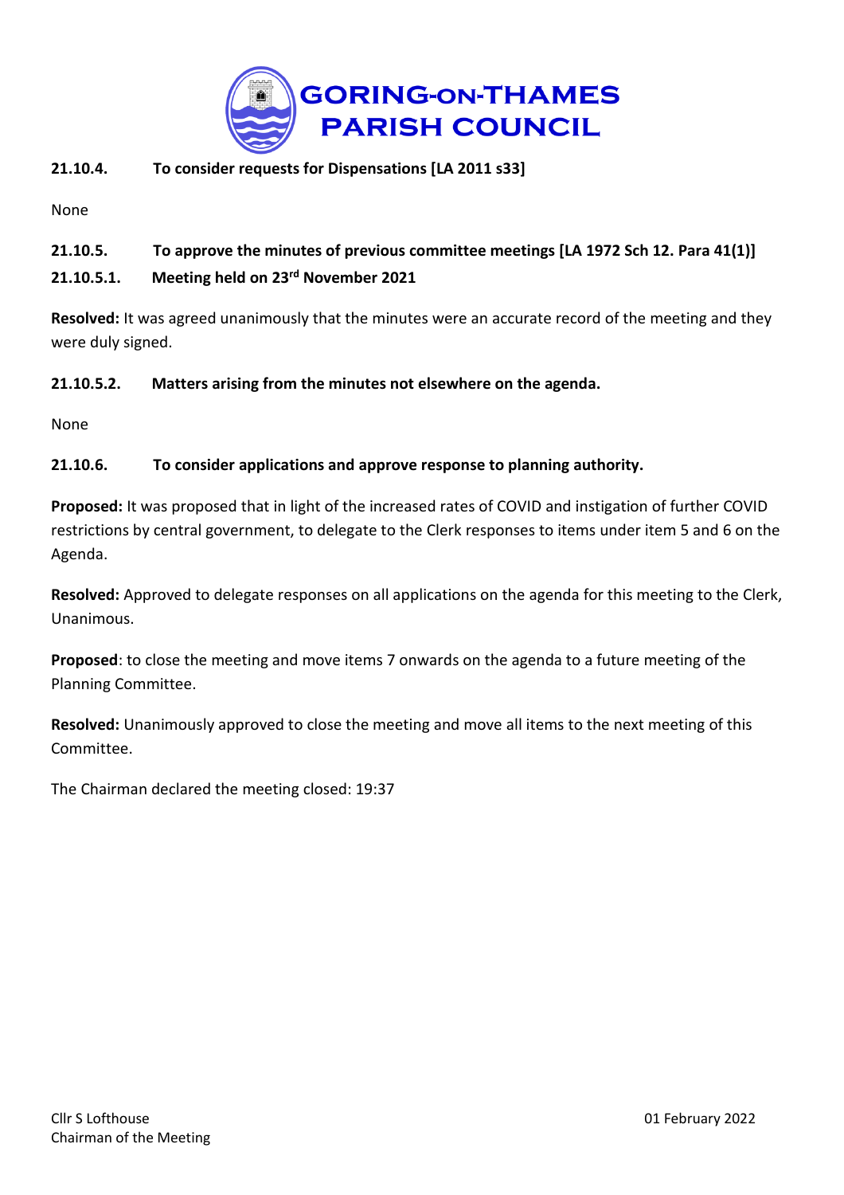**21.10.4. To consider requests for Dispensations [LA 2011 s33]**

None

**21.10.5. To approve the minutes of previous committee meetings [LA 1972 Sch 12. Para 41(1)]**

**21.10.5.1. Meeting held on 23rd November 2021**

**Resolved:** It was agreed unanimously that the minutes were an accurate record of the meeting and they were duly signed.

**21.10.5.2. Matters arising from the minutes not elsewhere on the agenda.**

None

**21.10.6. To consider applications and approve response to planning authority.**

**Proposed:** It was proposed that in light of the increased rates of COVID and instigation of further COVID restrictions by central government, to delegate to the Clerk responses to items under item 5 and 6 on the Agenda.

**Resolved:** Approved to delegate responses on all applications on the agenda for this meeting to the Clerk, Unanimous.

**Proposed**: to close the meeting and move items 7 onwards on the agenda to a future meeting of the Planning Committee.

**Resolved:** Unanimously approved to close the meeting and move all items to the next meeting of this Committee.

The Chairman declared the meeting closed: 19:37

Cllr S Lofthouse
Chairman of the Meeting

01 February 2022